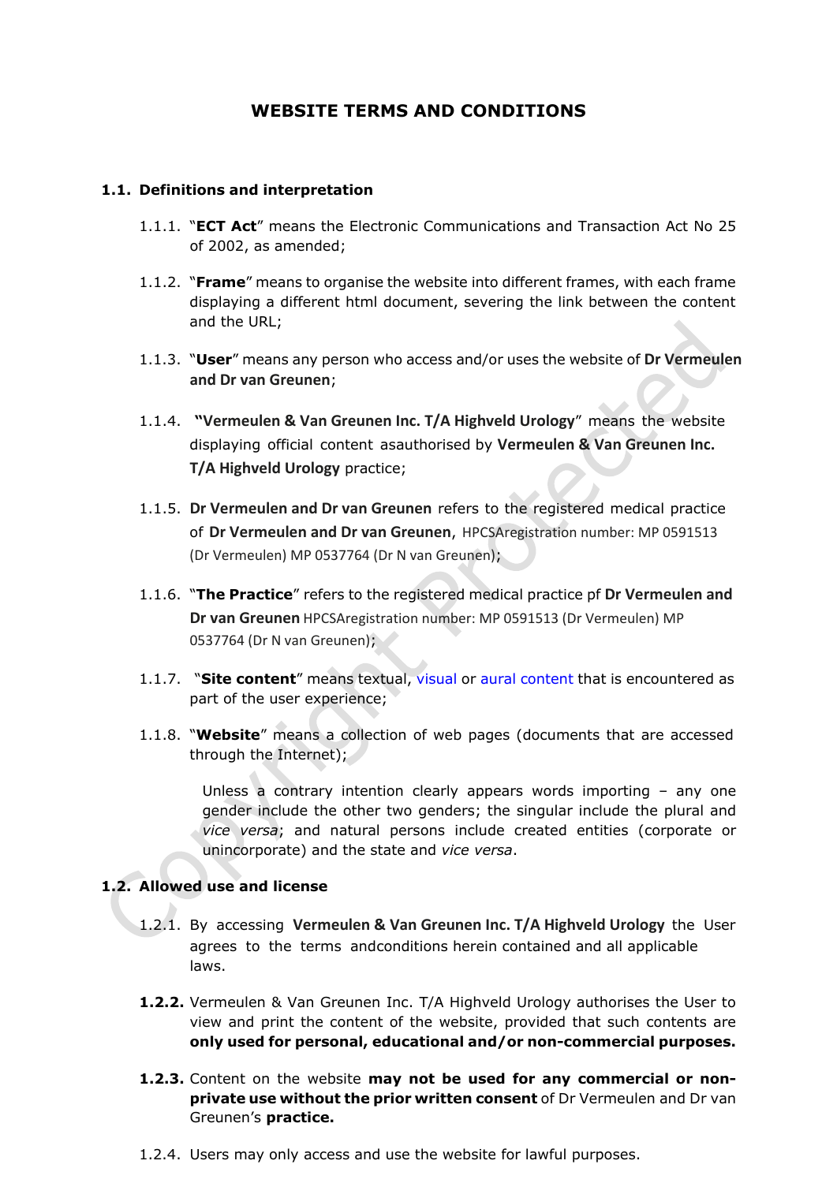# WEBSITE TERMS AND CONDITIONS

**1.1. Definitions and interpretation**

1.1.1. "**ECT Act**" means the Electronic Communications and Transaction Act No 25 of 2002, as amended;

1.1.2. "**Frame**" means to organise the website into different frames, with each frame displaying a different html document, severing the link between the content and the URL;

1.1.3. "**User**" means any person who access and/or uses the website of **Dr Vermeulen and Dr van Greunen**;

1.1.4. "**Vermeulen & Van Greunen Inc. T/A Highveld Urology**" means the website displaying official content asauthorised by **Vermeulen & Van Greunen Inc. T/A Highveld Urology** practice;

1.1.5. **Dr Vermeulen and Dr van Greunen** refers to the registered medical practice of **Dr Vermeulen and Dr van Greunen**, HPCSAregistration number: MP 0591513 (Dr Vermeulen) MP 0537764 (Dr N van Greunen);

1.1.6. "**The Practice**" refers to the registered medical practice pf **Dr Vermeulen and Dr van Greunen** HPCSAregistration number: MP 0591513 (Dr Vermeulen) MP 0537764 (Dr N van Greunen);

1.1.7. "**Site content**" means textual, visual or aural content that is encountered as part of the user experience;

1.1.8. "**Website**" means a collection of web pages (documents that are accessed through the Internet);

Unless a contrary intention clearly appears words importing – any one gender include the other two genders; the singular include the plural and *vice versa*; and natural persons include created entities (corporate or unincorporate) and the state and *vice versa*.

**1.2. Allowed use and license**

1.2.1. By accessing **Vermeulen & Van Greunen Inc. T/A Highveld Urology** the User agrees to the terms andconditions herein contained and all applicable laws.

**1.2.2.** Vermeulen & Van Greunen Inc. T/A Highveld Urology authorises the User to view and print the content of the website, provided that such contents are **only used for personal, educational and/or non-commercial purposes.**

**1.2.3.** Content on the website **may not be used for any commercial or non-private use without the prior written consent** of Dr Vermeulen and Dr van Greunen's **practice.**

1.2.4. Users may only access and use the website for lawful purposes.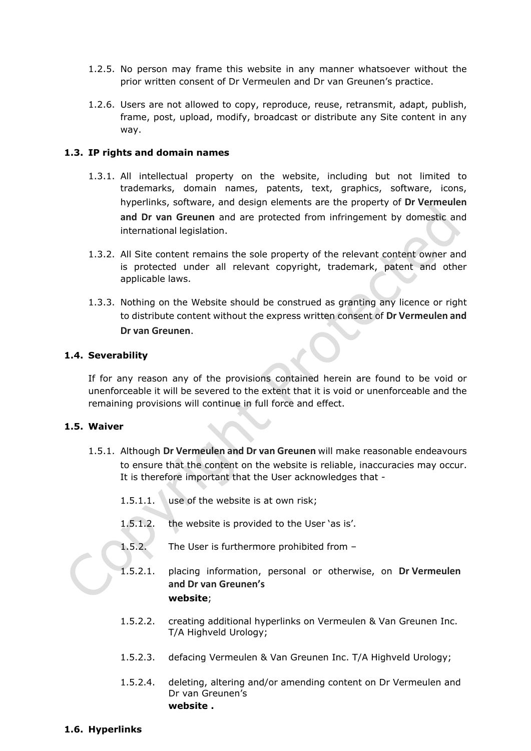1.2.5. No person may frame this website in any manner whatsoever without the prior written consent of Dr Vermeulen and Dr van Greunen's practice.

1.2.6. Users are not allowed to copy, reproduce, reuse, retransmit, adapt, publish, frame, post, upload, modify, broadcast or distribute any Site content in any way.

### 1.3. IP rights and domain names

1.3.1. All intellectual property on the website, including but not limited to trademarks, domain names, patents, text, graphics, software, icons, hyperlinks, software, and design elements are the property of **Dr Vermeulen and Dr van Greunen** and are protected from infringement by domestic and international legislation.

1.3.2. All Site content remains the sole property of the relevant content owner and is protected under all relevant copyright, trademark, patent and other applicable laws.

1.3.3. Nothing on the Website should be construed as granting any licence or right to distribute content without the express written consent of **Dr Vermeulen and Dr van Greunen**.

### 1.4. Severability

If for any reason any of the provisions contained herein are found to be void or unenforceable it will be severed to the extent that it is void or unenforceable and the remaining provisions will continue in full force and effect.

### 1.5. Waiver

1.5.1. Although **Dr Vermeulen and Dr van Greunen** will make reasonable endeavours to ensure that the content on the website is reliable, inaccuracies may occur. It is therefore important that the User acknowledges that -

1.5.1.1. use of the website is at own risk;

1.5.1.2. the website is provided to the User 'as is'.

1.5.2. The User is furthermore prohibited from –

1.5.2.1. placing information, personal or otherwise, on **Dr Vermeulen and Dr van Greunen's website**;

1.5.2.2. creating additional hyperlinks on Vermeulen & Van Greunen Inc. T/A Highveld Urology;

1.5.2.3. defacing Vermeulen & Van Greunen Inc. T/A Highveld Urology;

1.5.2.4. deleting, altering and/or amending content on Dr Vermeulen and Dr van Greunen's **website .**

### 1.6. Hyperlinks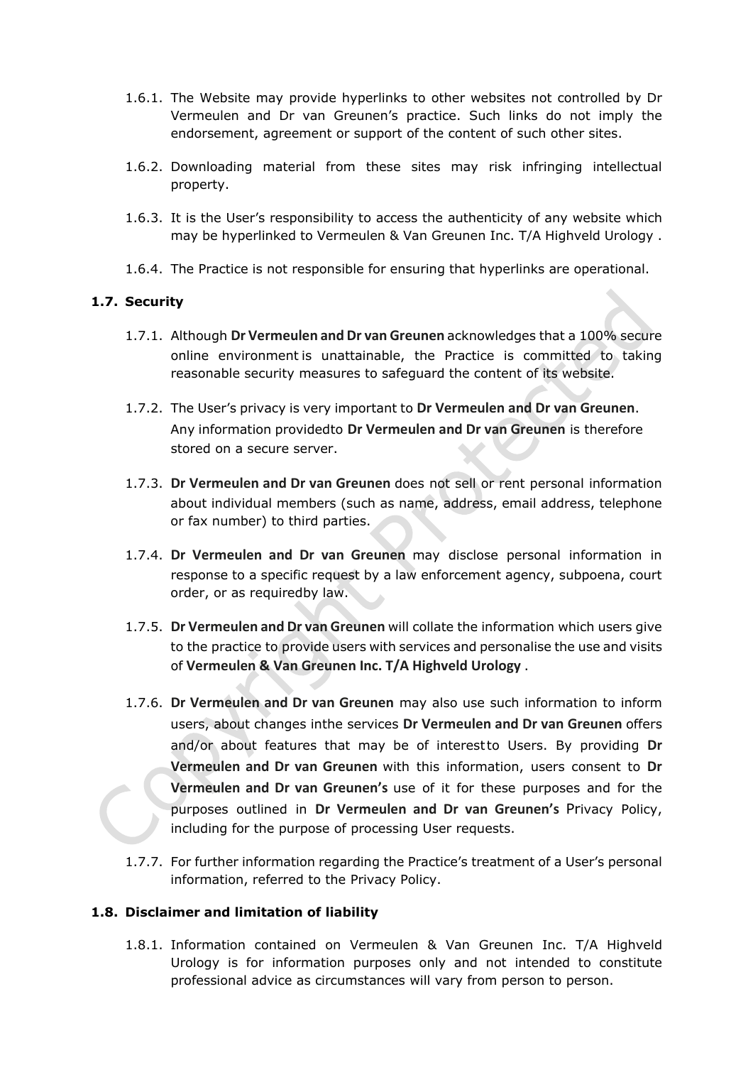1.6.1. The Website may provide hyperlinks to other websites not controlled by Dr Vermeulen and Dr van Greunen's practice. Such links do not imply the endorsement, agreement or support of the content of such other sites.

1.6.2. Downloading material from these sites may risk infringing intellectual property.

1.6.3. It is the User's responsibility to access the authenticity of any website which may be hyperlinked to Vermeulen & Van Greunen Inc. T/A Highveld Urology .

1.6.4. The Practice is not responsible for ensuring that hyperlinks are operational.

### 1.7. Security

1.7.1. Although **Dr Vermeulen and Dr van Greunen** acknowledges that a 100% secure online environment is unattainable, the Practice is committed to taking reasonable security measures to safeguard the content of its website.

1.7.2. The User's privacy is very important to **Dr Vermeulen and Dr van Greunen**. Any information providedto **Dr Vermeulen and Dr van Greunen** is therefore stored on a secure server.

1.7.3. **Dr Vermeulen and Dr van Greunen** does not sell or rent personal information about individual members (such as name, address, email address, telephone or fax number) to third parties.

1.7.4. **Dr Vermeulen and Dr van Greunen** may disclose personal information in response to a specific request by a law enforcement agency, subpoena, court order, or as requiredby law.

1.7.5. **Dr Vermeulen and Dr van Greunen** will collate the information which users give to the practice to provide users with services and personalise the use and visits of **Vermeulen & Van Greunen Inc. T/A Highveld Urology** .

1.7.6. **Dr Vermeulen and Dr van Greunen** may also use such information to inform users, about changes inthe services **Dr Vermeulen and Dr van Greunen** offers and/or about features that may be of interestto Users. By providing **Dr Vermeulen and Dr van Greunen** with this information, users consent to **Dr Vermeulen and Dr van Greunen's** use of it for these purposes and for the purposes outlined in **Dr Vermeulen and Dr van Greunen's** Privacy Policy, including for the purpose of processing User requests.

1.7.7. For further information regarding the Practice's treatment of a User's personal information, referred to the Privacy Policy.

### 1.8. Disclaimer and limitation of liability

1.8.1. Information contained on Vermeulen & Van Greunen Inc. T/A Highveld Urology is for information purposes only and not intended to constitute professional advice as circumstances will vary from person to person.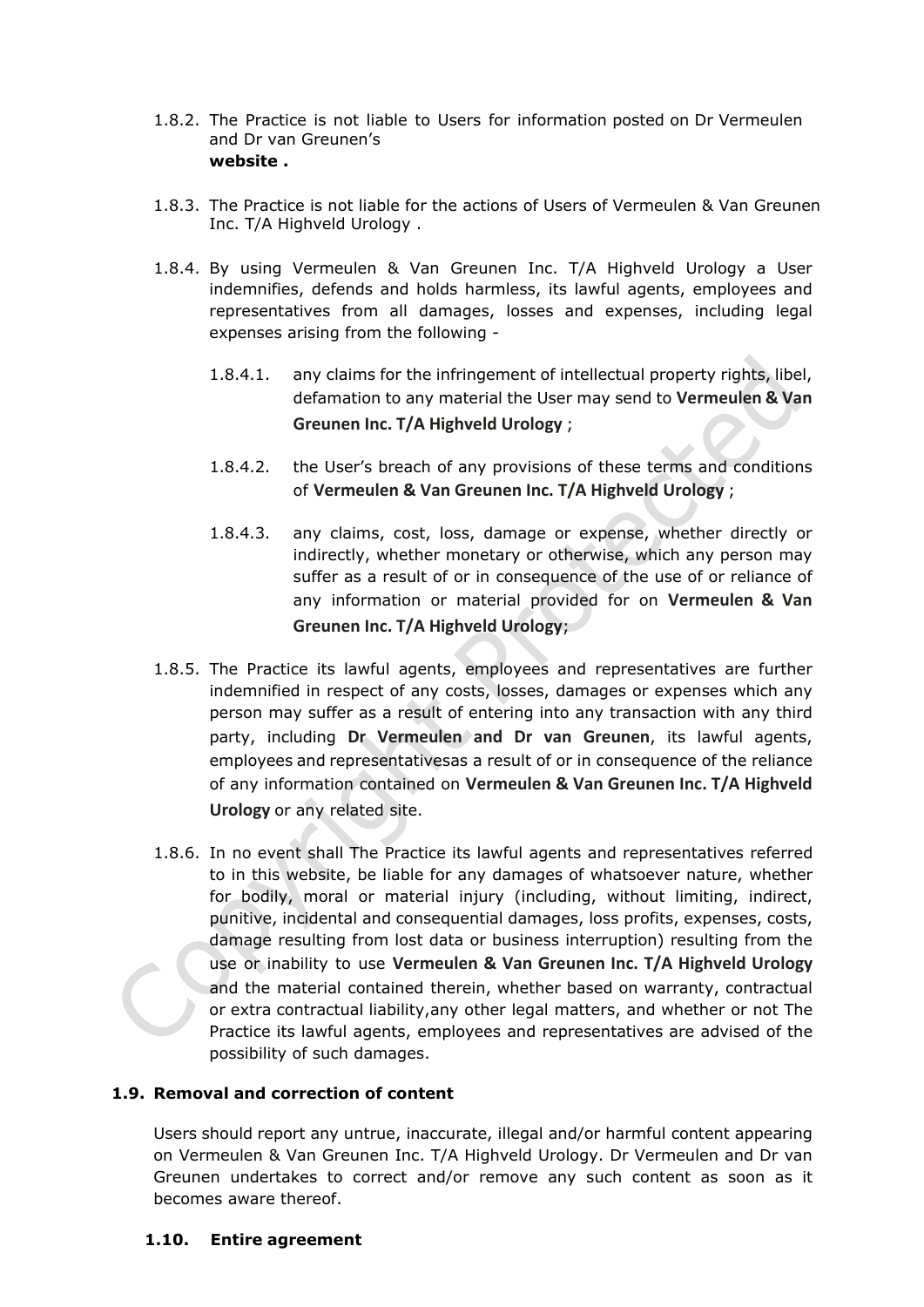1.8.2. The Practice is not liable to Users for information posted on Dr Vermeulen and Dr van Greunen's **website .**

1.8.3. The Practice is not liable for the actions of Users of Vermeulen & Van Greunen Inc. T/A Highveld Urology .

1.8.4. By using Vermeulen & Van Greunen Inc. T/A Highveld Urology a User indemnifies, defends and holds harmless, its lawful agents, employees and representatives from all damages, losses and expenses, including legal expenses arising from the following -

1.8.4.1. any claims for the infringement of intellectual property rights, libel, defamation to any material the User may send to **Vermeulen & Van Greunen Inc. T/A Highveld Urology** ;

1.8.4.2. the User's breach of any provisions of these terms and conditions of **Vermeulen & Van Greunen Inc. T/A Highveld Urology** ;

1.8.4.3. any claims, cost, loss, damage or expense, whether directly or indirectly, whether monetary or otherwise, which any person may suffer as a result of or in consequence of the use of or reliance of any information or material provided for on **Vermeulen & Van Greunen Inc. T/A Highveld Urology**;

1.8.5. The Practice its lawful agents, employees and representatives are further indemnified in respect of any costs, losses, damages or expenses which any person may suffer as a result of entering into any transaction with any third party, including **Dr Vermeulen and Dr van Greunen**, its lawful agents, employees and representativesas a result of or in consequence of the reliance of any information contained on **Vermeulen & Van Greunen Inc. T/A Highveld Urology** or any related site.

1.8.6. In no event shall The Practice its lawful agents and representatives referred to in this website, be liable for any damages of whatsoever nature, whether for bodily, moral or material injury (including, without limiting, indirect, punitive, incidental and consequential damages, loss profits, expenses, costs, damage resulting from lost data or business interruption) resulting from the use or inability to use **Vermeulen & Van Greunen Inc. T/A Highveld Urology** and the material contained therein, whether based on warranty, contractual or extra contractual liability,any other legal matters, and whether or not The Practice its lawful agents, employees and representatives are advised of the possibility of such damages.

### 1.9. Removal and correction of content

Users should report any untrue, inaccurate, illegal and/or harmful content appearing on Vermeulen & Van Greunen Inc. T/A Highveld Urology. Dr Vermeulen and Dr van Greunen undertakes to correct and/or remove any such content as soon as it becomes aware thereof.

### 1.10. Entire agreement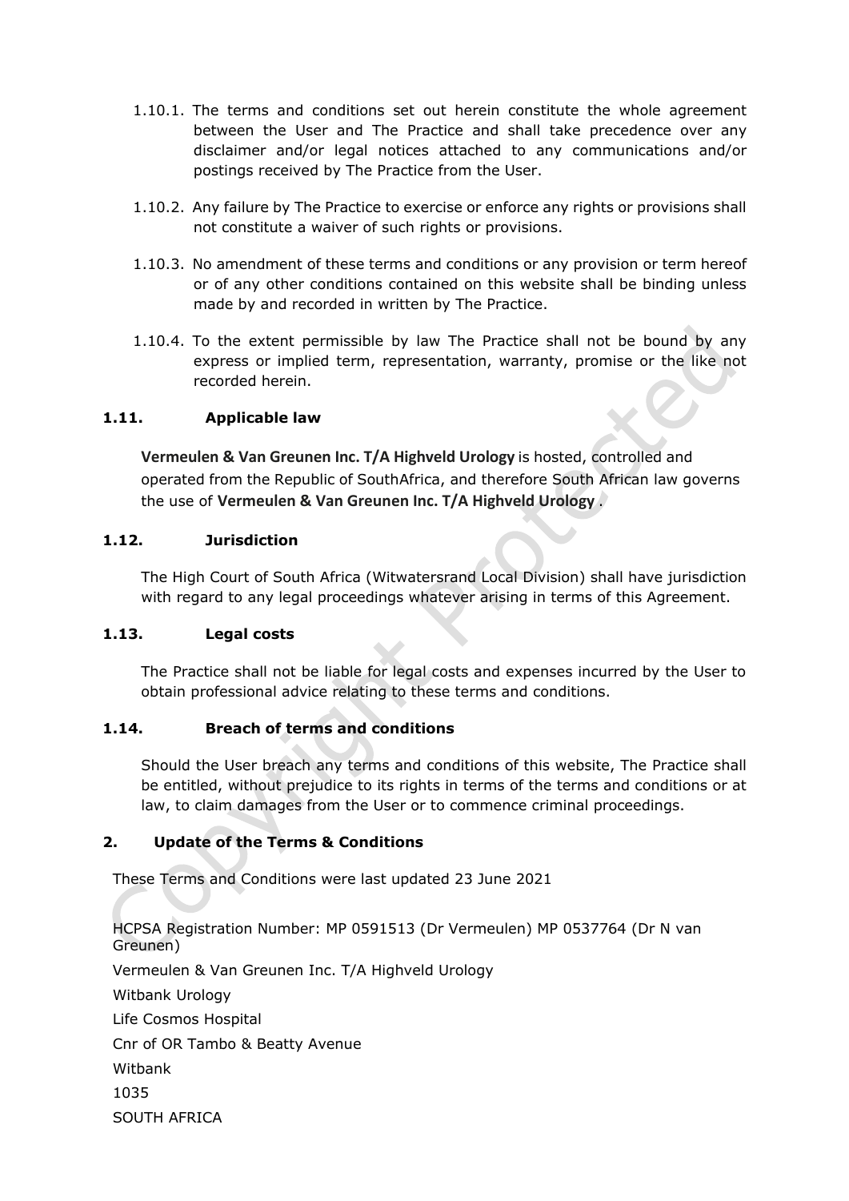1.10.1. The terms and conditions set out herein constitute the whole agreement between the User and The Practice and shall take precedence over any disclaimer and/or legal notices attached to any communications and/or postings received by The Practice from the User.

1.10.2. Any failure by The Practice to exercise or enforce any rights or provisions shall not constitute a waiver of such rights or provisions.

1.10.3. No amendment of these terms and conditions or any provision or term hereof or of any other conditions contained on this website shall be binding unless made by and recorded in written by The Practice.

1.10.4. To the extent permissible by law The Practice shall not be bound by any express or implied term, representation, warranty, promise or the like not recorded herein.

### 1.11. Applicable law

**Vermeulen & Van Greunen Inc. T/A Highveld Urology** is hosted, controlled and operated from the Republic of SouthAfrica, and therefore South African law governs the use of **Vermeulen & Van Greunen Inc. T/A Highveld Urology** .

### 1.12. Jurisdiction

The High Court of South Africa (Witwatersrand Local Division) shall have jurisdiction with regard to any legal proceedings whatever arising in terms of this Agreement.

### 1.13. Legal costs

The Practice shall not be liable for legal costs and expenses incurred by the User to obtain professional advice relating to these terms and conditions.

### 1.14. Breach of terms and conditions

Should the User breach any terms and conditions of this website, The Practice shall be entitled, without prejudice to its rights in terms of the terms and conditions or at law, to claim damages from the User or to commence criminal proceedings.

## 2. Update of the Terms & Conditions

These Terms and Conditions were last updated 23 June 2021

HCPSA Registration Number: MP 0591513 (Dr Vermeulen) MP 0537764 (Dr N van Greunen)

Vermeulen & Van Greunen Inc. T/A Highveld Urology

Witbank Urology

Life Cosmos Hospital

Cnr of OR Tambo & Beatty Avenue

Witbank

1035

SOUTH AFRICA